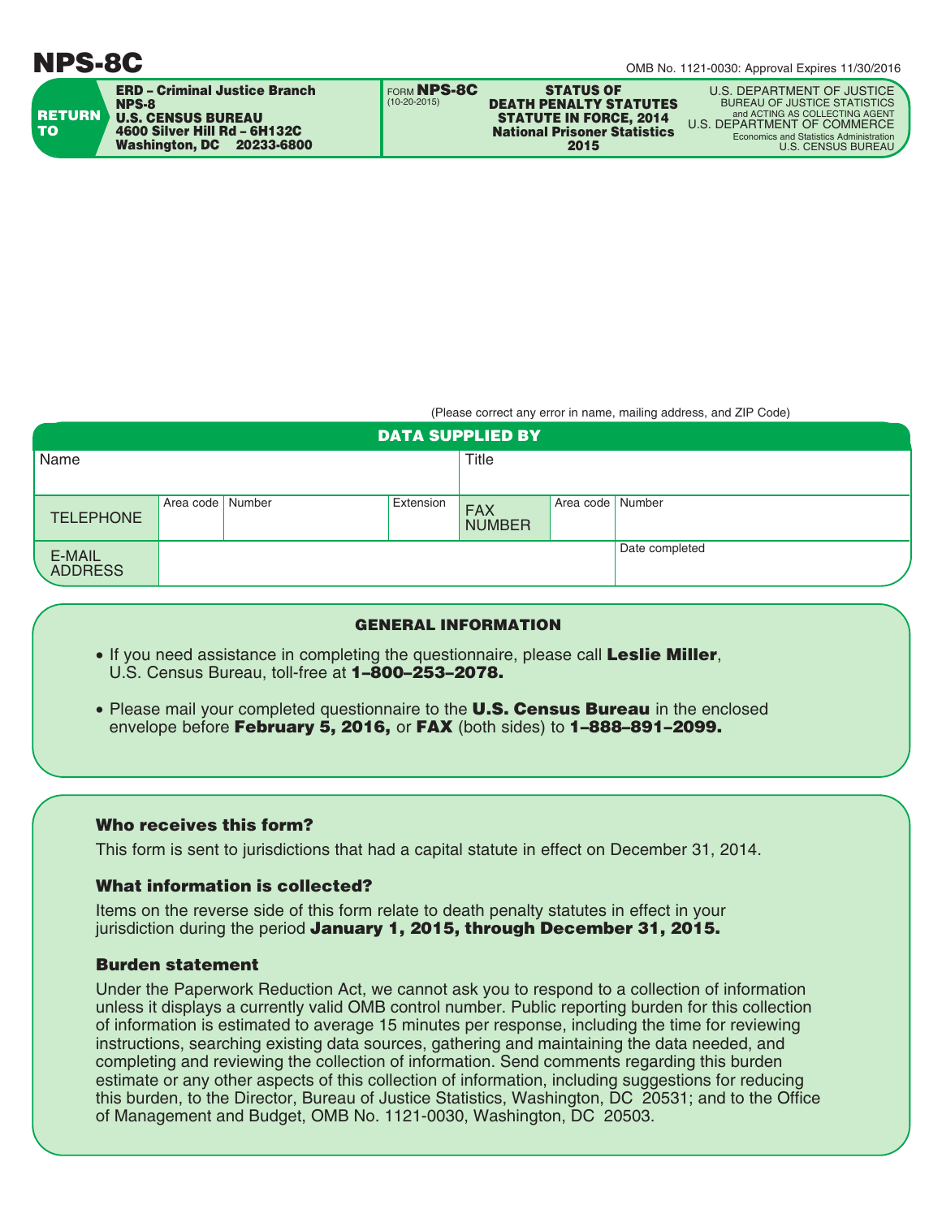# NPS-8C

OMB No. 1121-0030: Approval Expires 11/30/2016

**RETURN TO**

**ERD – Criminal Justice Branch**
**NPS-8**
**U.S. CENSUS BUREAU**
**4600 Silver Hill Rd – 6H132C**
**Washington, DC 20233-6800**

FORM **NPS-8C**
(10-20-2015)

**STATUS OF DEATH PENALTY STATUTES STATUTE IN FORCE, 2014**
**National Prisoner Statistics 2015**

U.S. DEPARTMENT OF JUSTICE
BUREAU OF JUSTICE STATISTICS
and ACTING AS COLLECTING AGENT
U.S. DEPARTMENT OF COMMERCE
Economics and Statistics Administration
U.S. CENSUS BUREAU

(Please correct any error in name, mailing address, and ZIP Code)

## DATA SUPPLIED BY

| Name | | | | Title | | |
|---|---|---|---|---|---|---|
| TELEPHONE | Area code | Number | Extension | FAX NUMBER | Area code | Number |
| E-MAIL ADDRESS | | | | | | Date completed |

## GENERAL INFORMATION

- If you need assistance in completing the questionnaire, please call **Leslie Miller**, U.S. Census Bureau, toll-free at **1–800–253–2078.**
- Please mail your completed questionnaire to the **U.S. Census Bureau** in the enclosed envelope before **February 5, 2016,** or **FAX** (both sides) to **1–888–891–2099.**

### Who receives this form?

This form is sent to jurisdictions that had a capital statute in effect on December 31, 2014.

### What information is collected?

Items on the reverse side of this form relate to death penalty statutes in effect in your jurisdiction during the period **January 1, 2015, through December 31, 2015.**

### Burden statement

Under the Paperwork Reduction Act, we cannot ask you to respond to a collection of information unless it displays a currently valid OMB control number. Public reporting burden for this collection of information is estimated to average 15 minutes per response, including the time for reviewing instructions, searching existing data sources, gathering and maintaining the data needed, and completing and reviewing the collection of information. Send comments regarding this burden estimate or any other aspects of this collection of information, including suggestions for reducing this burden, to the Director, Bureau of Justice Statistics, Washington, DC 20531; and to the Office of Management and Budget, OMB No. 1121-0030, Washington, DC 20503.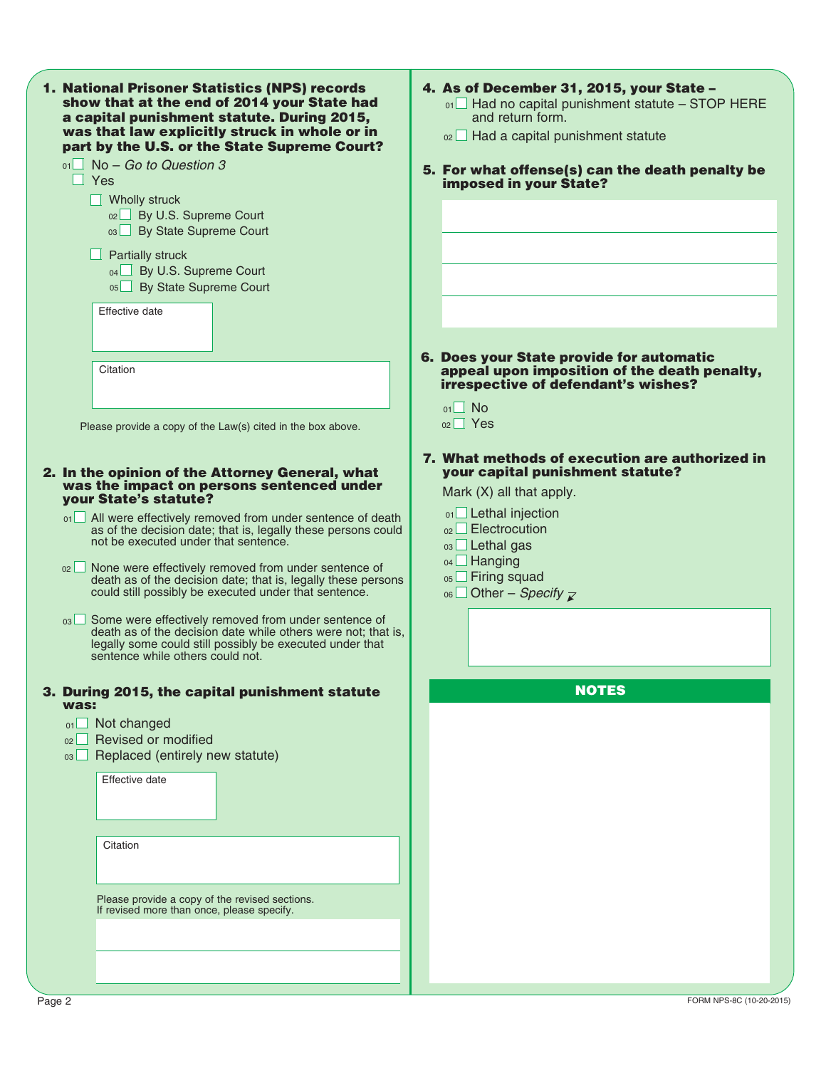**1. National Prisoner Statistics (NPS) records show that at the end of 2014 your State had a capital punishment statute. During 2015, was that law explicitly struck in whole or in part by the U.S. or the State Supreme Court?**

- 01 ☐ No – *Go to Question 3*
- ☐ Yes
  - ☐ Wholly struck
    - 02 ☐ By U.S. Supreme Court
    - 03 ☐ By State Supreme Court
  - ☐ Partially struck
    - 04 ☐ By U.S. Supreme Court
    - 05 ☐ By State Supreme Court

Effective date

Citation

Please provide a copy of the Law(s) cited in the box above.

**2. In the opinion of the Attorney General, what was the impact on persons sentenced under your State's statute?**

- 01 ☐ All were effectively removed from under sentence of death as of the decision date; that is, legally these persons could not be executed under that sentence.
- 02 ☐ None were effectively removed from under sentence of death as of the decision date; that is, legally these persons could still possibly be executed under that sentence.
- 03 ☐ Some were effectively removed from under sentence of death as of the decision date while others were not; that is, legally some could still possibly be executed under that sentence while others could not.

**3. During 2015, the capital punishment statute was:**

- 01 ☐ Not changed
- 02 ☐ Revised or modified
- 03 ☐ Replaced (entirely new statute)

Effective date

Citation

Please provide a copy of the revised sections.
If revised more than once, please specify.

**4. As of December 31, 2015, your State –**

- 01 ☐ Had no capital punishment statute – STOP HERE and return form.
- 02 ☐ Had a capital punishment statute

**5. For what offense(s) can the death penalty be imposed in your State?**

**6. Does your State provide for automatic appeal upon imposition of the death penalty, irrespective of defendant's wishes?**

- 01 ☐ No
- 02 ☐ Yes

**7. What methods of execution are authorized in your capital punishment statute?**

Mark (X) all that apply.

- 01 ☐ Lethal injection
- 02 ☐ Electrocution
- 03 ☐ Lethal gas
- 04 ☐ Hanging
- 05 ☐ Firing squad
- 06 ☐ Other – *Specify*

**NOTES**

FORM NPS-8C (10-20-2015)